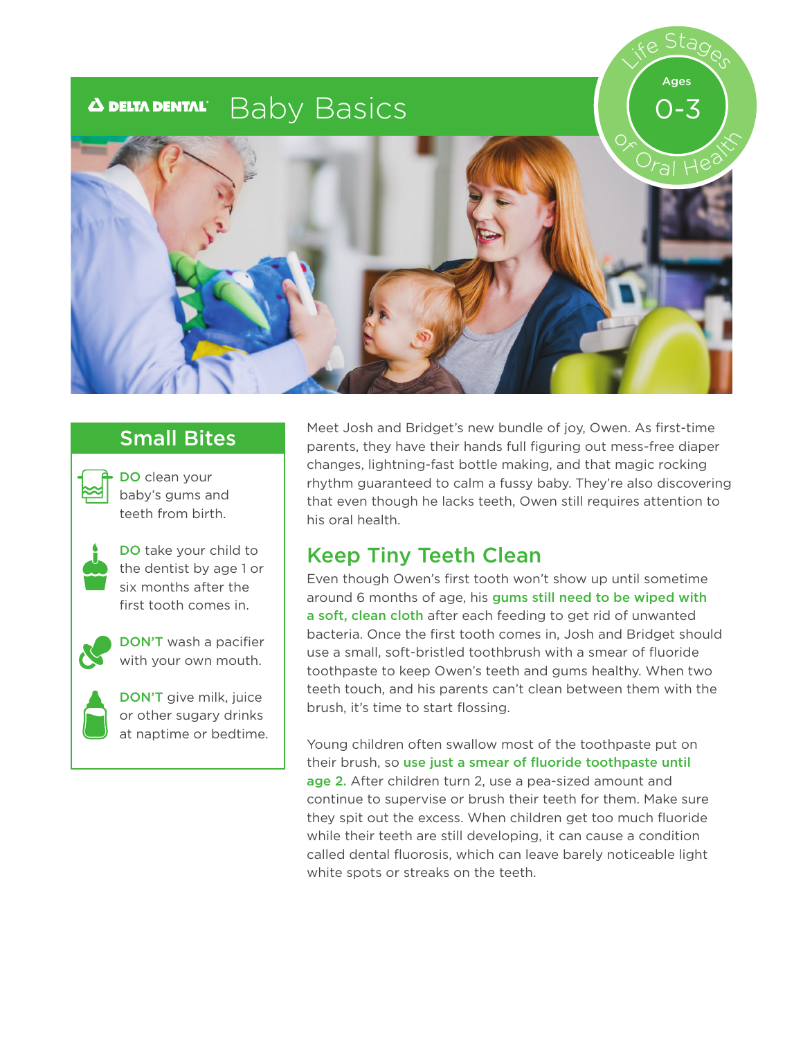DELTA DENTAL

# Baby Basics

Life Stages of Oral Health — Ages 0-3

## Small Bites

**DO** clean your baby's gums and teeth from birth.

**DO** take your child to the dentist by age 1 or six months after the first tooth comes in.

**DON'T** wash a pacifier with your own mouth.

**DON'T** give milk, juice or other sugary drinks at naptime or bedtime.

Meet Josh and Bridget's new bundle of joy, Owen. As first-time parents, they have their hands full figuring out mess-free diaper changes, lightning-fast bottle making, and that magic rocking rhythm guaranteed to calm a fussy baby. They're also discovering that even though he lacks teeth, Owen still requires attention to his oral health.

## Keep Tiny Teeth Clean

Even though Owen's first tooth won't show up until sometime around 6 months of age, his **gums still need to be wiped with a soft, clean cloth** after each feeding to get rid of unwanted bacteria. Once the first tooth comes in, Josh and Bridget should use a small, soft-bristled toothbrush with a smear of fluoride toothpaste to keep Owen's teeth and gums healthy. When two teeth touch, and his parents can't clean between them with the brush, it's time to start flossing.

Young children often swallow most of the toothpaste put on their brush, so **use just a smear of fluoride toothpaste until age 2.** After children turn 2, use a pea-sized amount and continue to supervise or brush their teeth for them. Make sure they spit out the excess. When children get too much fluoride while their teeth are still developing, it can cause a condition called dental fluorosis, which can leave barely noticeable light white spots or streaks on the teeth.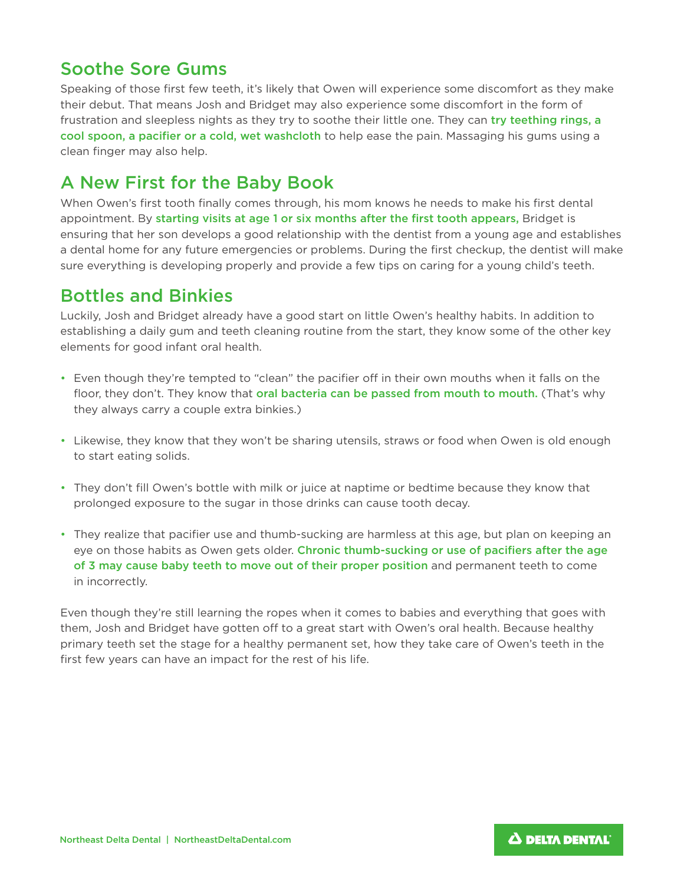## Soothe Sore Gums

Speaking of those first few teeth, it's likely that Owen will experience some discomfort as they make their debut. That means Josh and Bridget may also experience some discomfort in the form of frustration and sleepless nights as they try to soothe their little one. They can **try teething rings, a cool spoon, a pacifier or a cold, wet washcloth** to help ease the pain. Massaging his gums using a clean finger may also help.

## A New First for the Baby Book

When Owen's first tooth finally comes through, his mom knows he needs to make his first dental appointment. By **starting visits at age 1 or six months after the first tooth appears,** Bridget is ensuring that her son develops a good relationship with the dentist from a young age and establishes a dental home for any future emergencies or problems. During the first checkup, the dentist will make sure everything is developing properly and provide a few tips on caring for a young child's teeth.

## Bottles and Binkies

Luckily, Josh and Bridget already have a good start on little Owen's healthy habits. In addition to establishing a daily gum and teeth cleaning routine from the start, they know some of the other key elements for good infant oral health.

- Even though they're tempted to "clean" the pacifier off in their own mouths when it falls on the floor, they don't. They know that **oral bacteria can be passed from mouth to mouth.** (That's why they always carry a couple extra binkies.)
- Likewise, they know that they won't be sharing utensils, straws or food when Owen is old enough to start eating solids.
- They don't fill Owen's bottle with milk or juice at naptime or bedtime because they know that prolonged exposure to the sugar in those drinks can cause tooth decay.
- They realize that pacifier use and thumb-sucking are harmless at this age, but plan on keeping an eye on those habits as Owen gets older. **Chronic thumb-sucking or use of pacifiers after the age of 3 may cause baby teeth to move out of their proper position** and permanent teeth to come in incorrectly.

Even though they're still learning the ropes when it comes to babies and everything that goes with them, Josh and Bridget have gotten off to a great start with Owen's oral health. Because healthy primary teeth set the stage for a healthy permanent set, how they take care of Owen's teeth in the first few years can have an impact for the rest of his life.